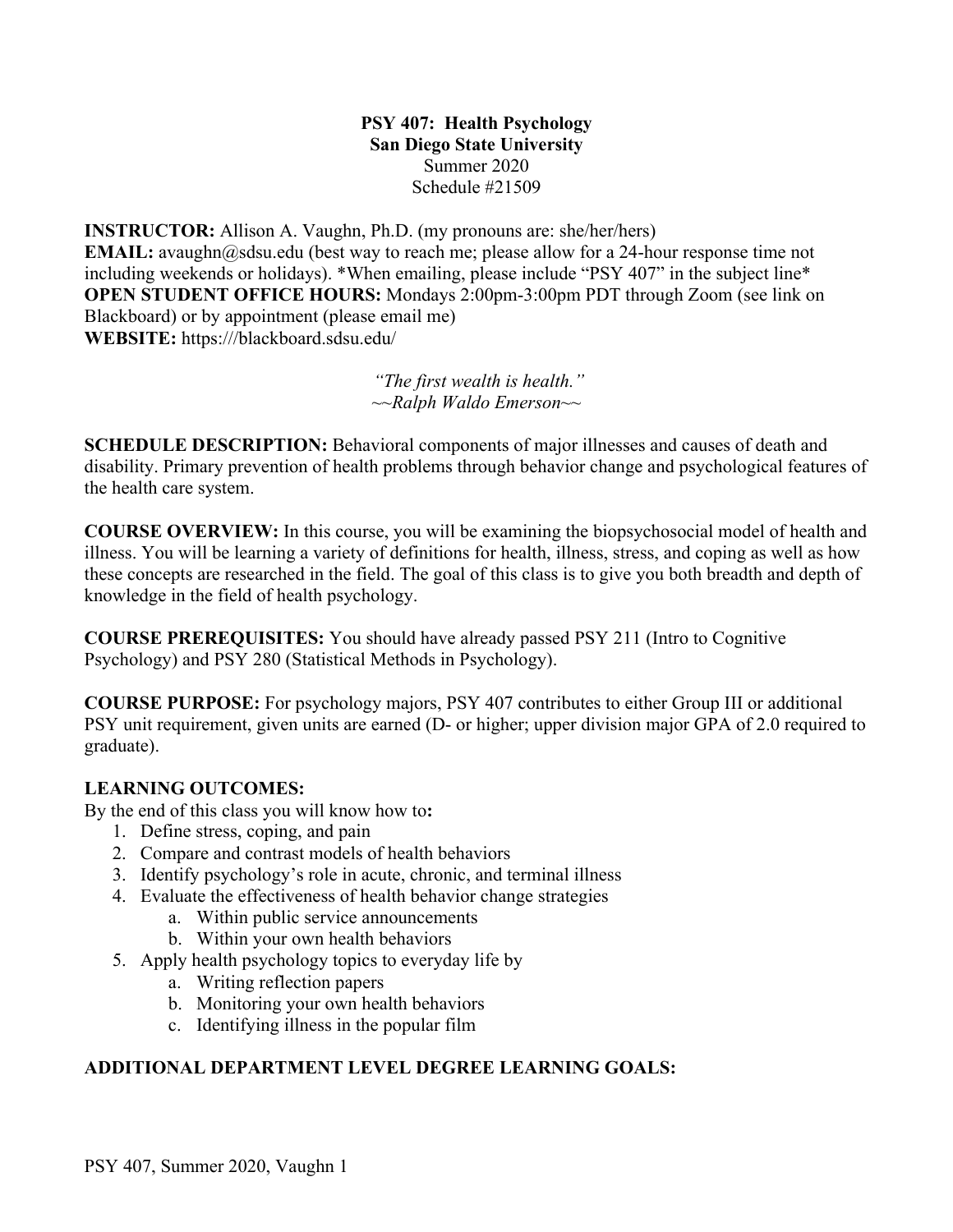# PSY 407: Health Psychology
## San Diego State University
Summer 2020
Schedule #21509

**INSTRUCTOR:** Allison A. Vaughn, Ph.D. (my pronouns are: she/her/hers)
**EMAIL:** avaughn@sdsu.edu (best way to reach me; please allow for a 24-hour response time not including weekends or holidays). *When emailing, please include "PSY 407" in the subject line*
**OPEN STUDENT OFFICE HOURS:** Mondays 2:00pm-3:00pm PDT through Zoom (see link on Blackboard) or by appointment (please email me)
**WEBSITE:** https:///blackboard.sdsu.edu/

*"The first wealth is health."*
*~~Ralph Waldo Emerson~~*

**SCHEDULE DESCRIPTION:** Behavioral components of major illnesses and causes of death and disability. Primary prevention of health problems through behavior change and psychological features of the health care system.

**COURSE OVERVIEW:** In this course, you will be examining the biopsychosocial model of health and illness. You will be learning a variety of definitions for health, illness, stress, and coping as well as how these concepts are researched in the field. The goal of this class is to give you both breadth and depth of knowledge in the field of health psychology.

**COURSE PREREQUISITES:** You should have already passed PSY 211 (Intro to Cognitive Psychology) and PSY 280 (Statistical Methods in Psychology).

**COURSE PURPOSE:** For psychology majors, PSY 407 contributes to either Group III or additional PSY unit requirement, given units are earned (D- or higher; upper division major GPA of 2.0 required to graduate).

**LEARNING OUTCOMES:**
By the end of this class you will know how to**:**

1. Define stress, coping, and pain
2. Compare and contrast models of health behaviors
3. Identify psychology's role in acute, chronic, and terminal illness
4. Evaluate the effectiveness of health behavior change strategies
    a. Within public service announcements
    b. Within your own health behaviors
5. Apply health psychology topics to everyday life by
    a. Writing reflection papers
    b. Monitoring your own health behaviors
    c. Identifying illness in the popular film

**ADDITIONAL DEPARTMENT LEVEL DEGREE LEARNING GOALS:**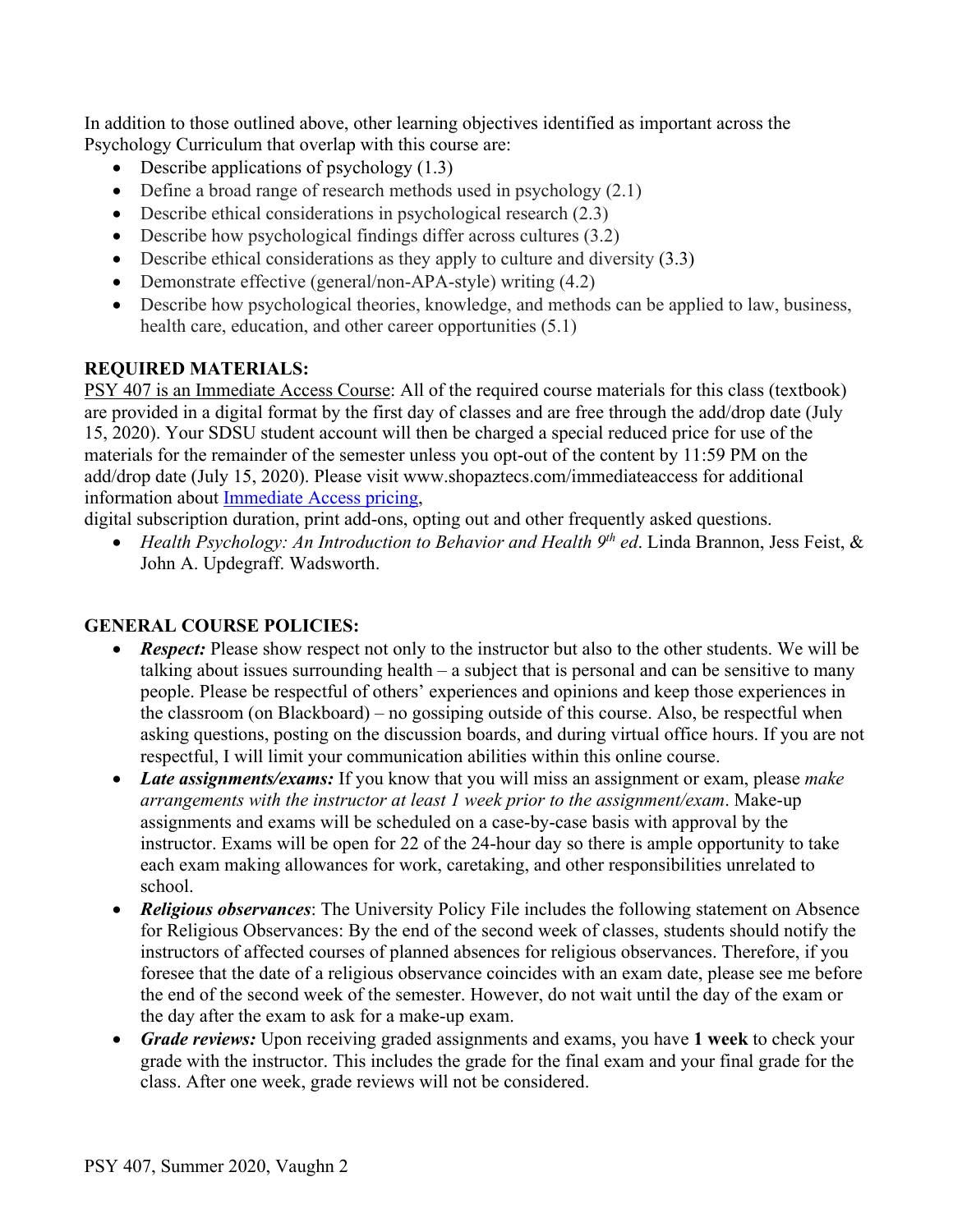In addition to those outlined above, other learning objectives identified as important across the Psychology Curriculum that overlap with this course are:

- Describe applications of psychology (1.3)
- Define a broad range of research methods used in psychology (2.1)
- Describe ethical considerations in psychological research (2.3)
- Describe how psychological findings differ across cultures (3.2)
- Describe ethical considerations as they apply to culture and diversity (3.3)
- Demonstrate effective (general/non-APA-style) writing (4.2)
- Describe how psychological theories, knowledge, and methods can be applied to law, business, health care, education, and other career opportunities (5.1)

**REQUIRED MATERIALS:**

PSY 407 is an Immediate Access Course: All of the required course materials for this class (textbook) are provided in a digital format by the first day of classes and are free through the add/drop date (July 15, 2020). Your SDSU student account will then be charged a special reduced price for use of the materials for the remainder of the semester unless you opt-out of the content by 11:59 PM on the add/drop date (July 15, 2020). Please visit www.shopaztecs.com/immediateaccess for additional information about Immediate Access pricing, digital subscription duration, print add-ons, opting out and other frequently asked questions.

- *Health Psychology: An Introduction to Behavior and Health 9th ed*. Linda Brannon, Jess Feist, & John A. Updegraff. Wadsworth.

**GENERAL COURSE POLICIES:**

- ***Respect:*** Please show respect not only to the instructor but also to the other students. We will be talking about issues surrounding health – a subject that is personal and can be sensitive to many people. Please be respectful of others' experiences and opinions and keep those experiences in the classroom (on Blackboard) – no gossiping outside of this course. Also, be respectful when asking questions, posting on the discussion boards, and during virtual office hours. If you are not respectful, I will limit your communication abilities within this online course.
- ***Late assignments/exams:*** If you know that you will miss an assignment or exam, please *make arrangements with the instructor at least 1 week prior to the assignment/exam*. Make-up assignments and exams will be scheduled on a case-by-case basis with approval by the instructor. Exams will be open for 22 of the 24-hour day so there is ample opportunity to take each exam making allowances for work, caretaking, and other responsibilities unrelated to school.
- ***Religious observances***: The University Policy File includes the following statement on Absence for Religious Observances: By the end of the second week of classes, students should notify the instructors of affected courses of planned absences for religious observances. Therefore, if you foresee that the date of a religious observance coincides with an exam date, please see me before the end of the second week of the semester. However, do not wait until the day of the exam or the day after the exam to ask for a make-up exam.
- ***Grade reviews:*** Upon receiving graded assignments and exams, you have **1 week** to check your grade with the instructor. This includes the grade for the final exam and your final grade for the class. After one week, grade reviews will not be considered.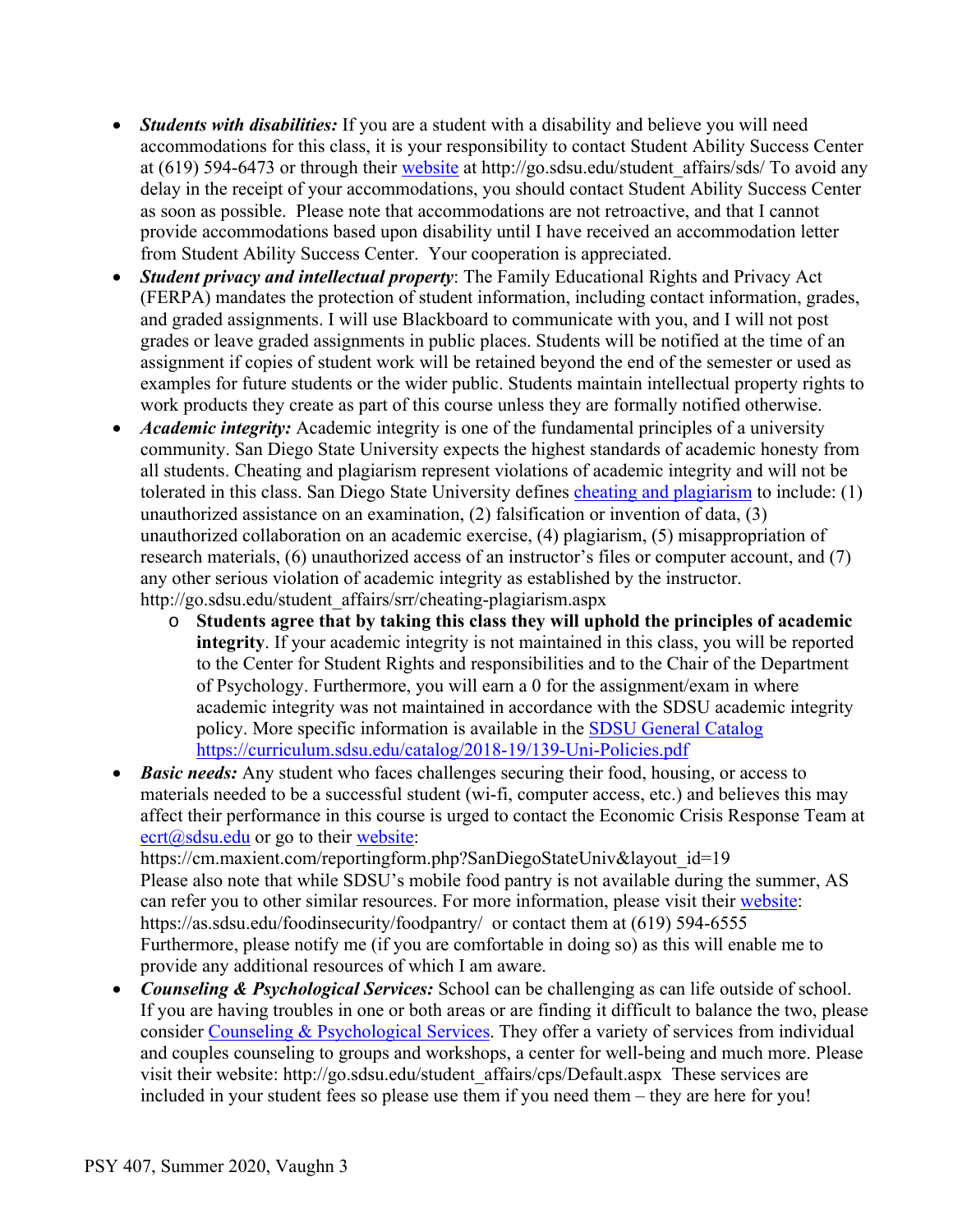- ***Students with disabilities:*** If you are a student with a disability and believe you will need accommodations for this class, it is your responsibility to contact Student Ability Success Center at (619) 594-6473 or through their [website](http://go.sdsu.edu/student_affairs/sds/) at http://go.sdsu.edu/student_affairs/sds/ To avoid any delay in the receipt of your accommodations, you should contact Student Ability Success Center as soon as possible. Please note that accommodations are not retroactive, and that I cannot provide accommodations based upon disability until I have received an accommodation letter from Student Ability Success Center. Your cooperation is appreciated.
- ***Student privacy and intellectual property***: The Family Educational Rights and Privacy Act (FERPA) mandates the protection of student information, including contact information, grades, and graded assignments. I will use Blackboard to communicate with you, and I will not post grades or leave graded assignments in public places. Students will be notified at the time of an assignment if copies of student work will be retained beyond the end of the semester or used as examples for future students or the wider public. Students maintain intellectual property rights to work products they create as part of this course unless they are formally notified otherwise.
- ***Academic integrity:*** Academic integrity is one of the fundamental principles of a university community. San Diego State University expects the highest standards of academic honesty from all students. Cheating and plagiarism represent violations of academic integrity and will not be tolerated in this class. San Diego State University defines [cheating and plagiarism](http://go.sdsu.edu/student_affairs/srr/cheating-plagiarism.aspx) to include: (1) unauthorized assistance on an examination, (2) falsification or invention of data, (3) unauthorized collaboration on an academic exercise, (4) plagiarism, (5) misappropriation of research materials, (6) unauthorized access of an instructor's files or computer account, and (7) any other serious violation of academic integrity as established by the instructor. http://go.sdsu.edu/student_affairs/srr/cheating-plagiarism.aspx
    - **Students agree that by taking this class they will uphold the principles of academic integrity**. If your academic integrity is not maintained in this class, you will be reported to the Center for Student Rights and responsibilities and to the Chair of the Department of Psychology. Furthermore, you will earn a 0 for the assignment/exam in where academic integrity was not maintained in accordance with the SDSU academic integrity policy. More specific information is available in the [SDSU General Catalog](https://curriculum.sdsu.edu/catalog/2018-19/139-Uni-Policies.pdf) [https://curriculum.sdsu.edu/catalog/2018-19/139-Uni-Policies.pdf](https://curriculum.sdsu.edu/catalog/2018-19/139-Uni-Policies.pdf)
- ***Basic needs:*** Any student who faces challenges securing their food, housing, or access to materials needed to be a successful student (wi-fi, computer access, etc.) and believes this may affect their performance in this course is urged to contact the Economic Crisis Response Team at [ecrt@sdsu.edu](mailto:ecrt@sdsu.edu) or go to their [website](https://cm.maxient.com/reportingform.php?SanDiegoStateUniv&layout_id=19): https://cm.maxient.com/reportingform.php?SanDiegoStateUniv&layout_id=19 Please also note that while SDSU's mobile food pantry is not available during the summer, AS can refer you to other similar resources. For more information, please visit their [website](https://as.sdsu.edu/foodinsecurity/foodpantry/): https://as.sdsu.edu/foodinsecurity/foodpantry/ or contact them at (619) 594-6555 Furthermore, please notify me (if you are comfortable in doing so) as this will enable me to provide any additional resources of which I am aware.
- ***Counseling & Psychological Services:*** School can be challenging as can life outside of school. If you are having troubles in one or both areas or are finding it difficult to balance the two, please consider [Counseling & Psychological Services](http://go.sdsu.edu/student_affairs/cps/Default.aspx). They offer a variety of services from individual and couples counseling to groups and workshops, a center for well-being and much more. Please visit their website: http://go.sdsu.edu/student_affairs/cps/Default.aspx These services are included in your student fees so please use them if you need them – they are here for you!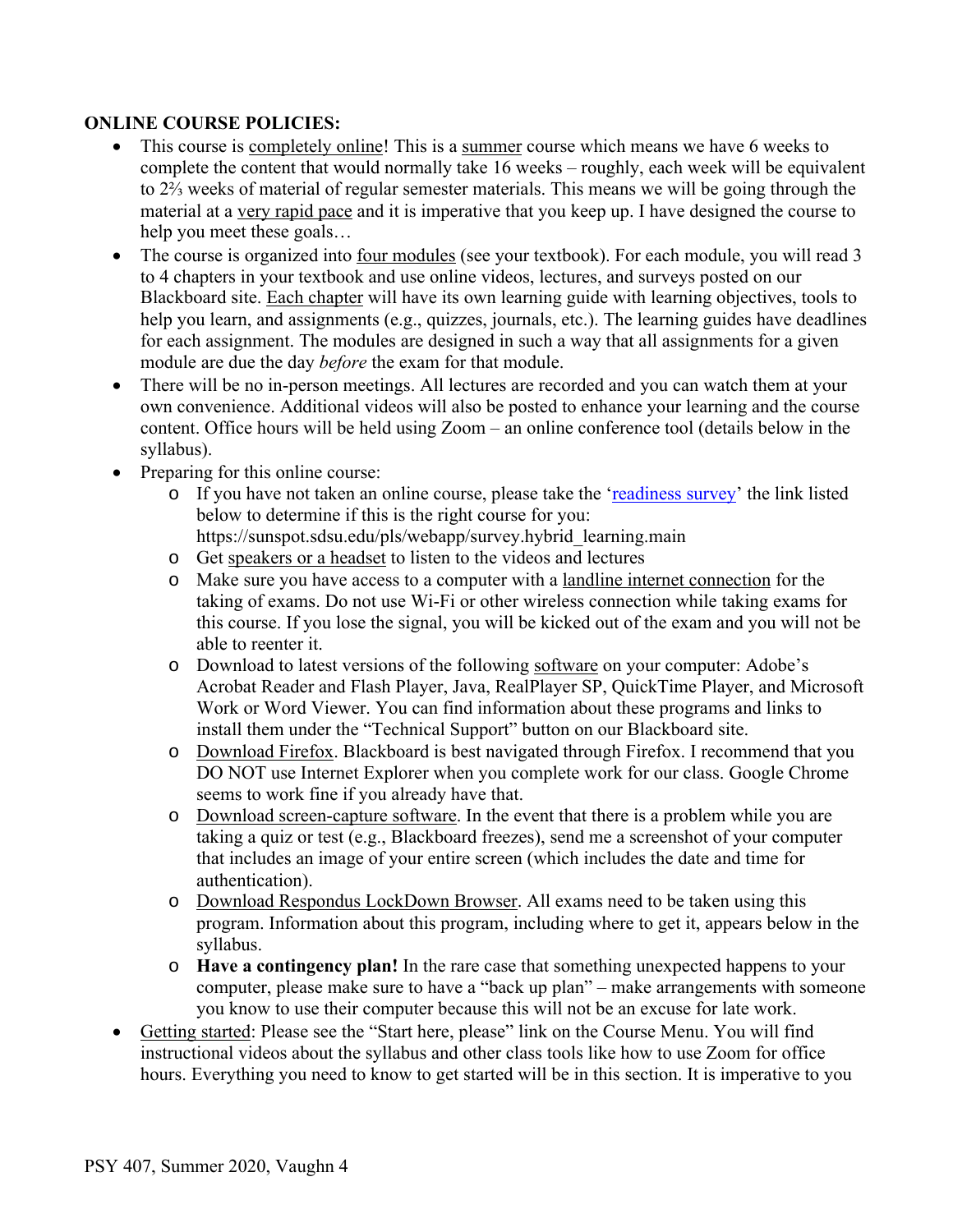**ONLINE COURSE POLICIES:**

- This course is completely online! This is a summer course which means we have 6 weeks to complete the content that would normally take 16 weeks – roughly, each week will be equivalent to 2⅔ weeks of material of regular semester materials. This means we will be going through the material at a very rapid pace and it is imperative that you keep up. I have designed the course to help you meet these goals…
- The course is organized into four modules (see your textbook). For each module, you will read 3 to 4 chapters in your textbook and use online videos, lectures, and surveys posted on our Blackboard site. Each chapter will have its own learning guide with learning objectives, tools to help you learn, and assignments (e.g., quizzes, journals, etc.). The learning guides have deadlines for each assignment. The modules are designed in such a way that all assignments for a given module are due the day *before* the exam for that module.
- There will be no in-person meetings. All lectures are recorded and you can watch them at your own convenience. Additional videos will also be posted to enhance your learning and the course content. Office hours will be held using Zoom – an online conference tool (details below in the syllabus).
- Preparing for this online course:
    - If you have not taken an online course, please take the '[readiness survey](https://sunspot.sdsu.edu/pls/webapp/survey.hybrid_learning.main)' the link listed below to determine if this is the right course for you: https://sunspot.sdsu.edu/pls/webapp/survey.hybrid_learning.main
    - Get speakers or a headset to listen to the videos and lectures
    - Make sure you have access to a computer with a landline internet connection for the taking of exams. Do not use Wi-Fi or other wireless connection while taking exams for this course. If you lose the signal, you will be kicked out of the exam and you will not be able to reenter it.
    - Download to latest versions of the following software on your computer: Adobe's Acrobat Reader and Flash Player, Java, RealPlayer SP, QuickTime Player, and Microsoft Work or Word Viewer. You can find information about these programs and links to install them under the "Technical Support" button on our Blackboard site.
    - Download Firefox. Blackboard is best navigated through Firefox. I recommend that you DO NOT use Internet Explorer when you complete work for our class. Google Chrome seems to work fine if you already have that.
    - Download screen-capture software. In the event that there is a problem while you are taking a quiz or test (e.g., Blackboard freezes), send me a screenshot of your computer that includes an image of your entire screen (which includes the date and time for authentication).
    - Download Respondus LockDown Browser. All exams need to be taken using this program. Information about this program, including where to get it, appears below in the syllabus.
    - **Have a contingency plan!** In the rare case that something unexpected happens to your computer, please make sure to have a "back up plan" – make arrangements with someone you know to use their computer because this will not be an excuse for late work.
- Getting started: Please see the "Start here, please" link on the Course Menu. You will find instructional videos about the syllabus and other class tools like how to use Zoom for office hours. Everything you need to know to get started will be in this section. It is imperative to you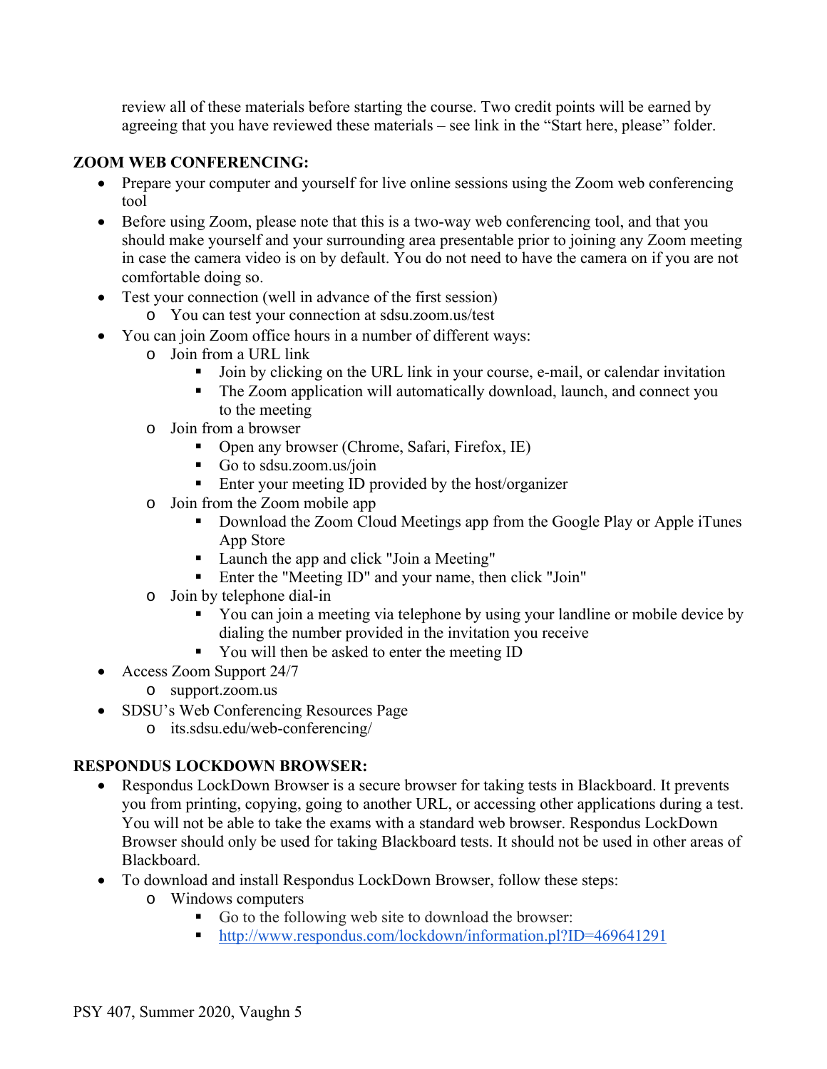review all of these materials before starting the course. Two credit points will be earned by agreeing that you have reviewed these materials – see link in the "Start here, please" folder.

**ZOOM WEB CONFERENCING:**

- Prepare your computer and yourself for live online sessions using the Zoom web conferencing tool
- Before using Zoom, please note that this is a two-way web conferencing tool, and that you should make yourself and your surrounding area presentable prior to joining any Zoom meeting in case the camera video is on by default. You do not need to have the camera on if you are not comfortable doing so.
- Test your connection (well in advance of the first session)
  - You can test your connection at sdsu.zoom.us/test
- You can join Zoom office hours in a number of different ways:
  - Join from a URL link
    - Join by clicking on the URL link in your course, e-mail, or calendar invitation
    - The Zoom application will automatically download, launch, and connect you to the meeting
  - Join from a browser
    - Open any browser (Chrome, Safari, Firefox, IE)
    - Go to sdsu.zoom.us/join
    - Enter your meeting ID provided by the host/organizer
  - Join from the Zoom mobile app
    - Download the Zoom Cloud Meetings app from the Google Play or Apple iTunes App Store
    - Launch the app and click "Join a Meeting"
    - Enter the "Meeting ID" and your name, then click "Join"
  - Join by telephone dial-in
    - You can join a meeting via telephone by using your landline or mobile device by dialing the number provided in the invitation you receive
    - You will then be asked to enter the meeting ID
- Access Zoom Support 24/7
  - support.zoom.us
- SDSU's Web Conferencing Resources Page
  - its.sdsu.edu/web-conferencing/

**RESPONDUS LOCKDOWN BROWSER:**

- Respondus LockDown Browser is a secure browser for taking tests in Blackboard. It prevents you from printing, copying, going to another URL, or accessing other applications during a test. You will not be able to take the exams with a standard web browser. Respondus LockDown Browser should only be used for taking Blackboard tests. It should not be used in other areas of Blackboard.
- To download and install Respondus LockDown Browser, follow these steps:
  - Windows computers
    - Go to the following web site to download the browser:
    - http://www.respondus.com/lockdown/information.pl?ID=469641291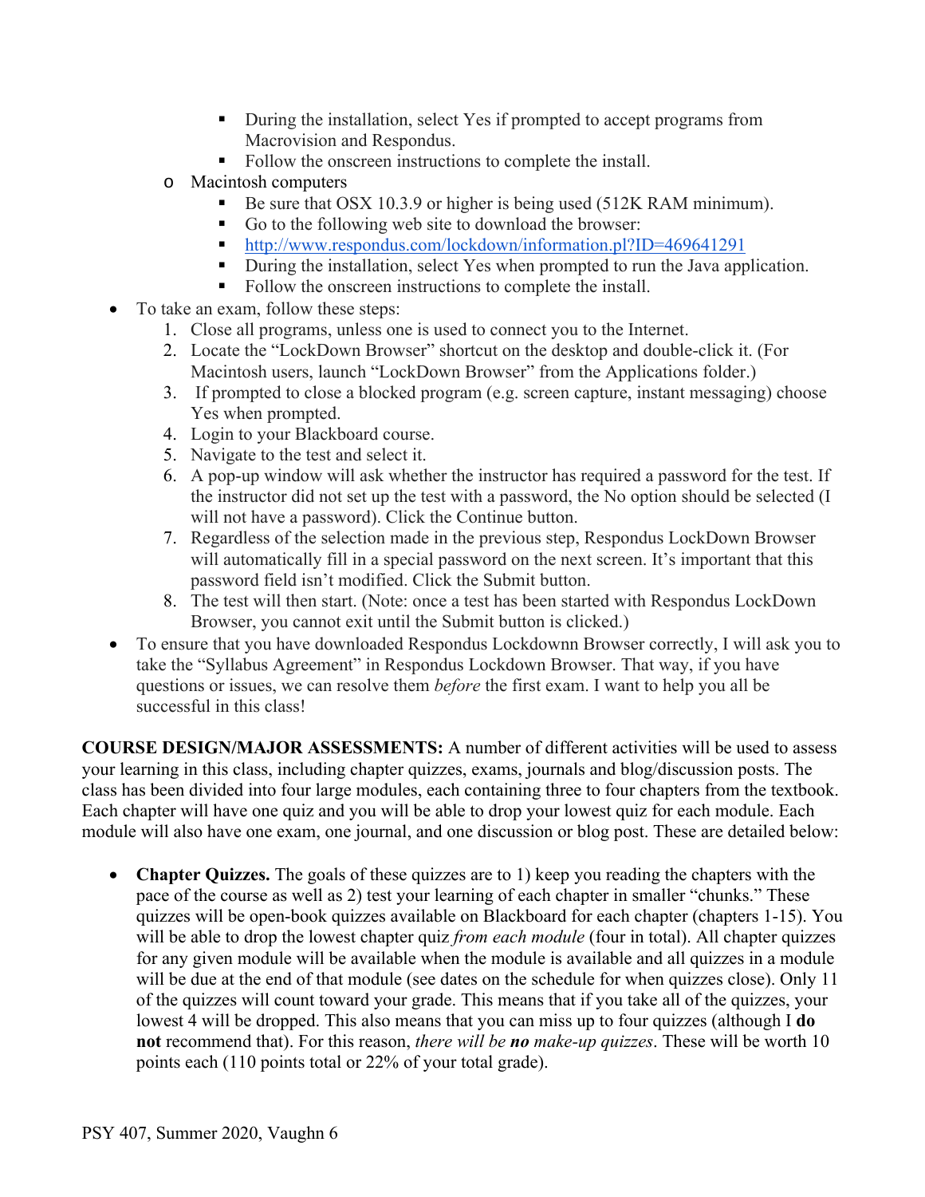- During the installation, select Yes if prompted to accept programs from Macrovision and Respondus.
        - Follow the onscreen instructions to complete the install.
    - Macintosh computers
        - Be sure that OSX 10.3.9 or higher is being used (512K RAM minimum).
        - Go to the following web site to download the browser:
        - http://www.respondus.com/lockdown/information.pl?ID=469641291
        - During the installation, select Yes when prompted to run the Java application.
        - Follow the onscreen instructions to complete the install.
- To take an exam, follow these steps:
    1. Close all programs, unless one is used to connect you to the Internet.
    2. Locate the "LockDown Browser" shortcut on the desktop and double-click it. (For Macintosh users, launch "LockDown Browser" from the Applications folder.)
    3. If prompted to close a blocked program (e.g. screen capture, instant messaging) choose Yes when prompted.
    4. Login to your Blackboard course.
    5. Navigate to the test and select it.
    6. A pop-up window will ask whether the instructor has required a password for the test. If the instructor did not set up the test with a password, the No option should be selected (I will not have a password). Click the Continue button.
    7. Regardless of the selection made in the previous step, Respondus LockDown Browser will automatically fill in a special password on the next screen. It's important that this password field isn't modified. Click the Submit button.
    8. The test will then start. (Note: once a test has been started with Respondus LockDown Browser, you cannot exit until the Submit button is clicked.)
- To ensure that you have downloaded Respondus Lockdownn Browser correctly, I will ask you to take the "Syllabus Agreement" in Respondus Lockdown Browser. That way, if you have questions or issues, we can resolve them *before* the first exam. I want to help you all be successful in this class!

**COURSE DESIGN/MAJOR ASSESSMENTS:** A number of different activities will be used to assess your learning in this class, including chapter quizzes, exams, journals and blog/discussion posts. The class has been divided into four large modules, each containing three to four chapters from the textbook. Each chapter will have one quiz and you will be able to drop your lowest quiz for each module. Each module will also have one exam, one journal, and one discussion or blog post. These are detailed below:

- **Chapter Quizzes.** The goals of these quizzes are to 1) keep you reading the chapters with the pace of the course as well as 2) test your learning of each chapter in smaller "chunks." These quizzes will be open-book quizzes available on Blackboard for each chapter (chapters 1-15). You will be able to drop the lowest chapter quiz *from each module* (four in total). All chapter quizzes for any given module will be available when the module is available and all quizzes in a module will be due at the end of that module (see dates on the schedule for when quizzes close). Only 11 of the quizzes will count toward your grade. This means that if you take all of the quizzes, your lowest 4 will be dropped. This also means that you can miss up to four quizzes (although I **do not** recommend that). For this reason, *there will be **no** make-up quizzes*. These will be worth 10 points each (110 points total or 22% of your total grade).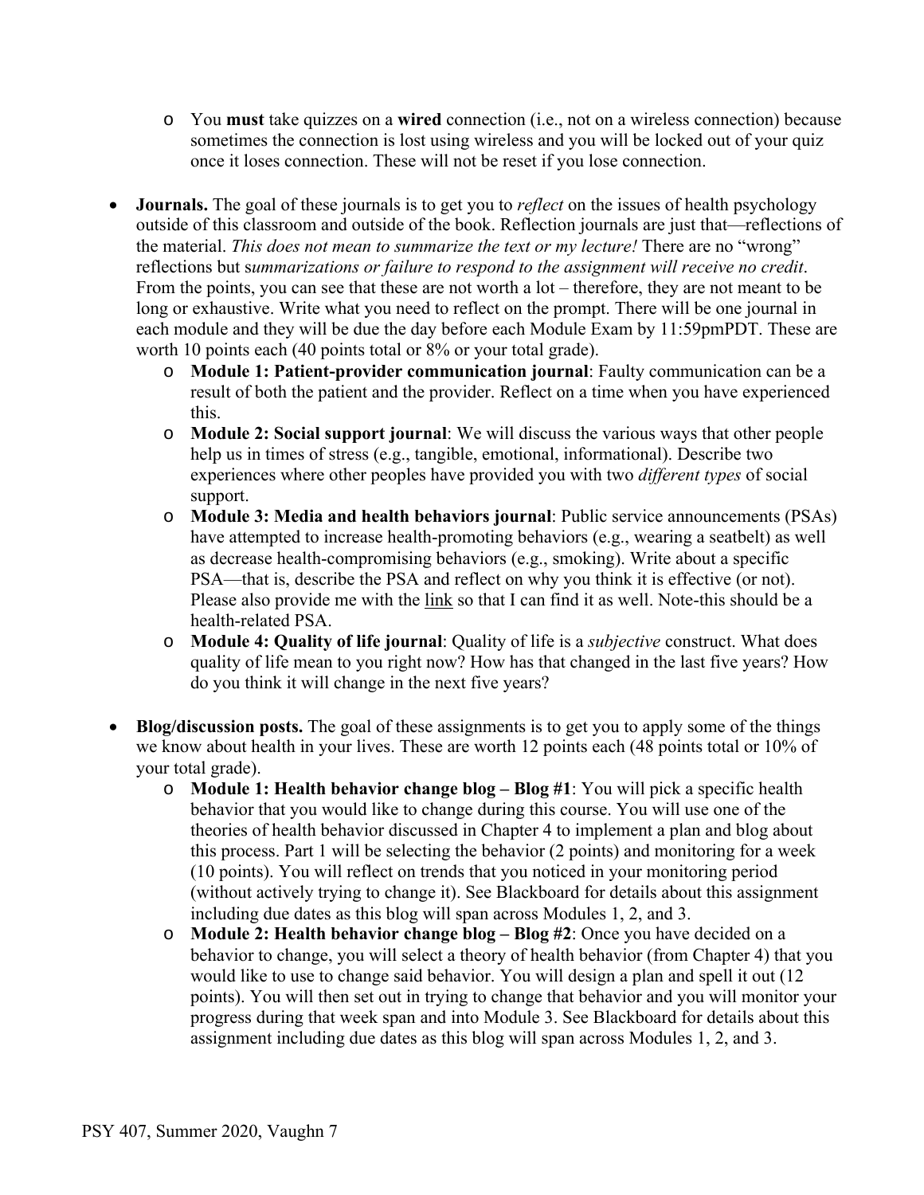- You **must** take quizzes on a **wired** connection (i.e., not on a wireless connection) because sometimes the connection is lost using wireless and you will be locked out of your quiz once it loses connection. These will not be reset if you lose connection.

- **Journals.** The goal of these journals is to get you to *reflect* on the issues of health psychology outside of this classroom and outside of the book. Reflection journals are just that—reflections of the material. *This does not mean to summarize the text or my lecture!* There are no "wrong" reflections but s*ummarizations or failure to respond to the assignment will receive no credit*. From the points, you can see that these are not worth a lot – therefore, they are not meant to be long or exhaustive. Write what you need to reflect on the prompt. There will be one journal in each module and they will be due the day before each Module Exam by 11:59pmPDT. These are worth 10 points each (40 points total or 8% or your total grade).
    - **Module 1: Patient-provider communication journal**: Faulty communication can be a result of both the patient and the provider. Reflect on a time when you have experienced this.
    - **Module 2: Social support journal**: We will discuss the various ways that other people help us in times of stress (e.g., tangible, emotional, informational). Describe two experiences where other peoples have provided you with two *different types* of social support.
    - **Module 3: Media and health behaviors journal**: Public service announcements (PSAs) have attempted to increase health-promoting behaviors (e.g., wearing a seatbelt) as well as decrease health-compromising behaviors (e.g., smoking). Write about a specific PSA—that is, describe the PSA and reflect on why you think it is effective (or not). Please also provide me with the link so that I can find it as well. Note-this should be a health-related PSA.
    - **Module 4: Quality of life journal**: Quality of life is a *subjective* construct. What does quality of life mean to you right now? How has that changed in the last five years? How do you think it will change in the next five years?

- **Blog/discussion posts.** The goal of these assignments is to get you to apply some of the things we know about health in your lives. These are worth 12 points each (48 points total or 10% of your total grade).
    - **Module 1: Health behavior change blog – Blog #1**: You will pick a specific health behavior that you would like to change during this course. You will use one of the theories of health behavior discussed in Chapter 4 to implement a plan and blog about this process. Part 1 will be selecting the behavior (2 points) and monitoring for a week (10 points). You will reflect on trends that you noticed in your monitoring period (without actively trying to change it). See Blackboard for details about this assignment including due dates as this blog will span across Modules 1, 2, and 3.
    - **Module 2: Health behavior change blog – Blog #2**: Once you have decided on a behavior to change, you will select a theory of health behavior (from Chapter 4) that you would like to use to change said behavior. You will design a plan and spell it out (12 points). You will then set out in trying to change that behavior and you will monitor your progress during that week span and into Module 3. See Blackboard for details about this assignment including due dates as this blog will span across Modules 1, 2, and 3.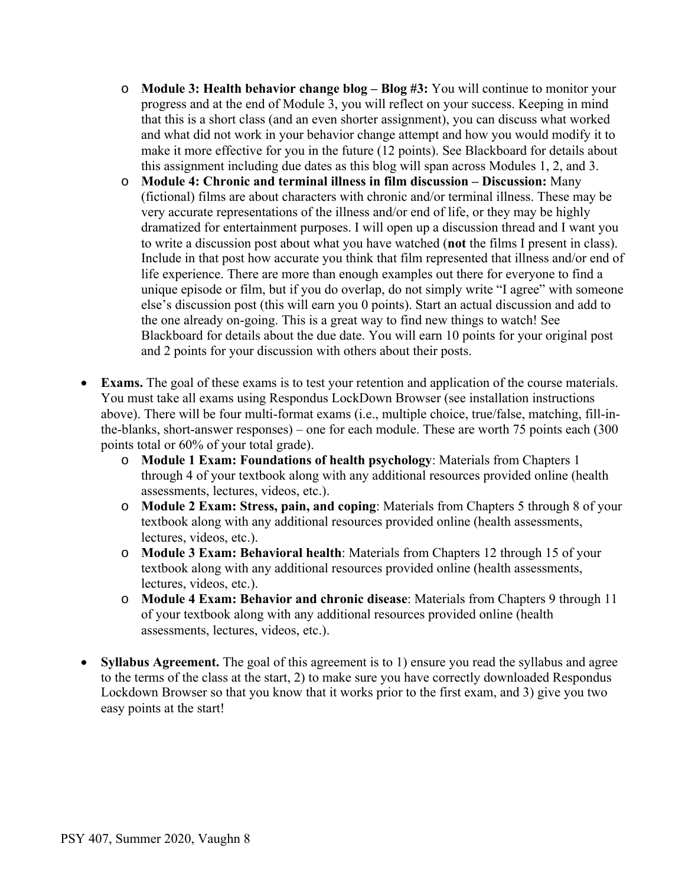- **Module 3: Health behavior change blog – Blog #3:** You will continue to monitor your progress and at the end of Module 3, you will reflect on your success. Keeping in mind that this is a short class (and an even shorter assignment), you can discuss what worked and what did not work in your behavior change attempt and how you would modify it to make it more effective for you in the future (12 points). See Blackboard for details about this assignment including due dates as this blog will span across Modules 1, 2, and 3.
  - **Module 4: Chronic and terminal illness in film discussion – Discussion:** Many (fictional) films are about characters with chronic and/or terminal illness. These may be very accurate representations of the illness and/or end of life, or they may be highly dramatized for entertainment purposes. I will open up a discussion thread and I want you to write a discussion post about what you have watched (**not** the films I present in class). Include in that post how accurate you think that film represented that illness and/or end of life experience. There are more than enough examples out there for everyone to find a unique episode or film, but if you do overlap, do not simply write "I agree" with someone else's discussion post (this will earn you 0 points). Start an actual discussion and add to the one already on-going. This is a great way to find new things to watch! See Blackboard for details about the due date. You will earn 10 points for your original post and 2 points for your discussion with others about their posts.

- **Exams.** The goal of these exams is to test your retention and application of the course materials. You must take all exams using Respondus LockDown Browser (see installation instructions above). There will be four multi-format exams (i.e., multiple choice, true/false, matching, fill-in-the-blanks, short-answer responses) – one for each module. These are worth 75 points each (300 points total or 60% of your total grade).
  - **Module 1 Exam: Foundations of health psychology**: Materials from Chapters 1 through 4 of your textbook along with any additional resources provided online (health assessments, lectures, videos, etc.).
  - **Module 2 Exam: Stress, pain, and coping**: Materials from Chapters 5 through 8 of your textbook along with any additional resources provided online (health assessments, lectures, videos, etc.).
  - **Module 3 Exam: Behavioral health**: Materials from Chapters 12 through 15 of your textbook along with any additional resources provided online (health assessments, lectures, videos, etc.).
  - **Module 4 Exam: Behavior and chronic disease**: Materials from Chapters 9 through 11 of your textbook along with any additional resources provided online (health assessments, lectures, videos, etc.).

- **Syllabus Agreement.** The goal of this agreement is to 1) ensure you read the syllabus and agree to the terms of the class at the start, 2) to make sure you have correctly downloaded Respondus Lockdown Browser so that you know that it works prior to the first exam, and 3) give you two easy points at the start!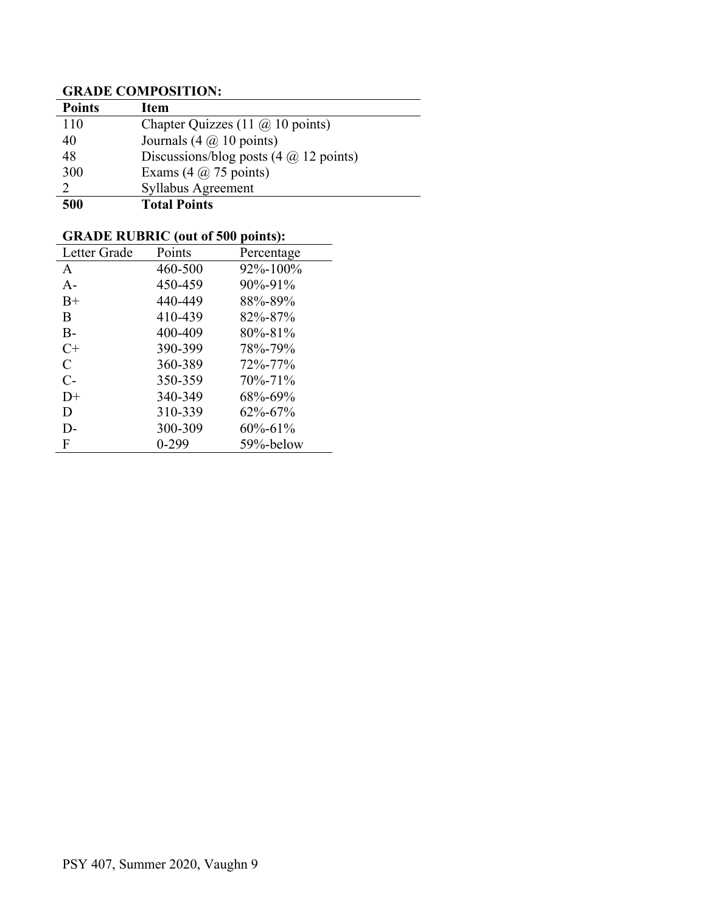**GRADE COMPOSITION:**

| Points | Item |
|---|---|
| 110 | Chapter Quizzes (11 @ 10 points) |
| 40 | Journals (4 @ 10 points) |
| 48 | Discussions/blog posts (4 @ 12 points) |
| 300 | Exams (4 @ 75 points) |
| 2 | Syllabus Agreement |
| **500** | **Total Points** |

**GRADE RUBRIC (out of 500 points):**

| Letter Grade | Points | Percentage |
|---|---|---|
| A | 460-500 | 92%-100% |
| A- | 450-459 | 90%-91% |
| B+ | 440-449 | 88%-89% |
| B | 410-439 | 82%-87% |
| B- | 400-409 | 80%-81% |
| C+ | 390-399 | 78%-79% |
| C | 360-389 | 72%-77% |
| C- | 350-359 | 70%-71% |
| D+ | 340-349 | 68%-69% |
| D | 310-339 | 62%-67% |
| D- | 300-309 | 60%-61% |
| F | 0-299 | 59%-below |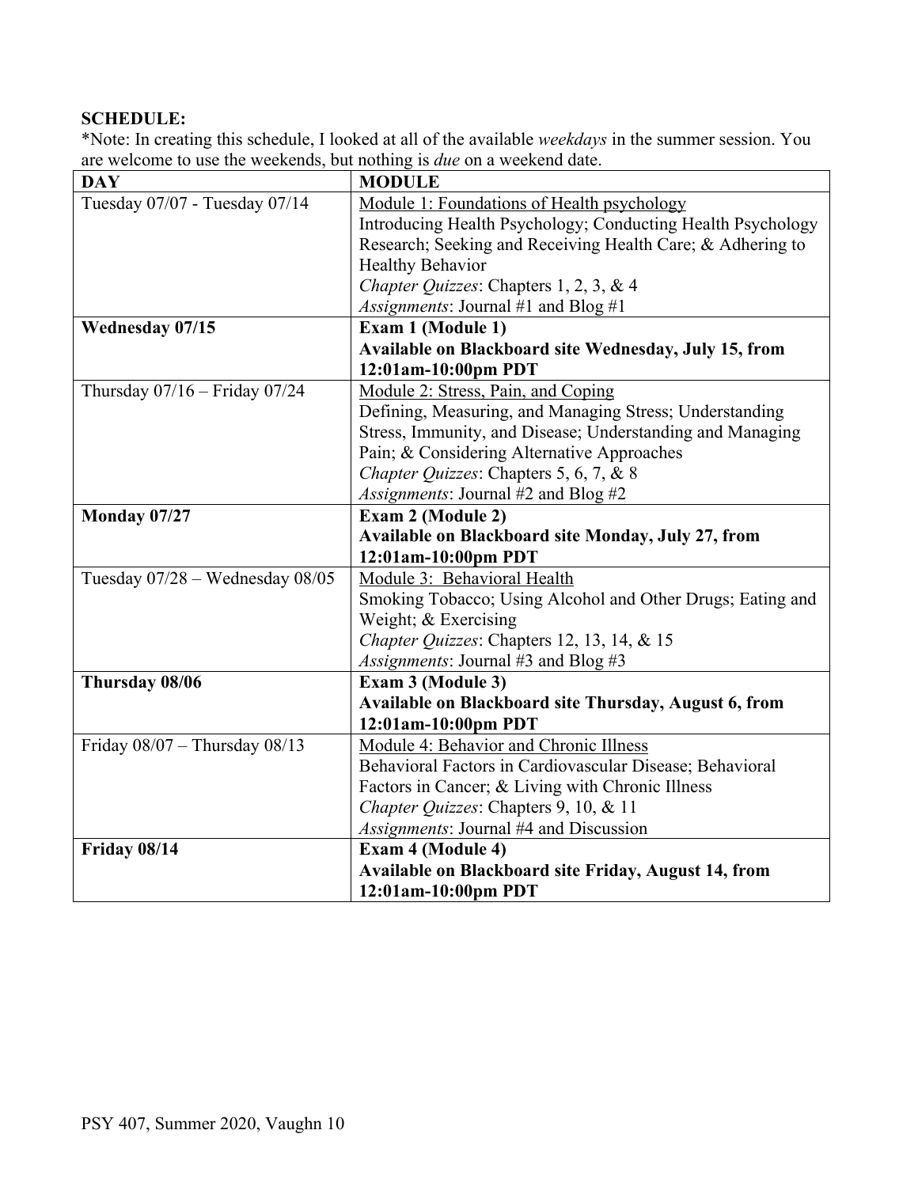**SCHEDULE:**

*Note: In creating this schedule, I looked at all of the available *weekdays* in the summer session. You are welcome to use the weekends, but nothing is *due* on a weekend date.

| DAY | MODULE |
|---|---|
| Tuesday 07/07 - Tuesday 07/14 | <u>Module 1: Foundations of Health psychology</u><br>Introducing Health Psychology; Conducting Health Psychology Research; Seeking and Receiving Health Care; & Adhering to Healthy Behavior<br>*Chapter Quizzes*: Chapters 1, 2, 3, & 4<br>*Assignments*: Journal #1 and Blog #1 |
| **Wednesday 07/15** | **Exam 1 (Module 1)**<br>**Available on Blackboard site Wednesday, July 15, from 12:01am-10:00pm PDT** |
| Thursday 07/16 – Friday 07/24 | <u>Module 2: Stress, Pain, and Coping</u><br>Defining, Measuring, and Managing Stress; Understanding Stress, Immunity, and Disease; Understanding and Managing Pain; & Considering Alternative Approaches<br>*Chapter Quizzes*: Chapters 5, 6, 7, & 8<br>*Assignments*: Journal #2 and Blog #2 |
| **Monday 07/27** | **Exam 2 (Module 2)**<br>**Available on Blackboard site Monday, July 27, from 12:01am-10:00pm PDT** |
| Tuesday 07/28 – Wednesday 08/05 | <u>Module 3: Behavioral Health</u><br>Smoking Tobacco; Using Alcohol and Other Drugs; Eating and Weight; & Exercising<br>*Chapter Quizzes*: Chapters 12, 13, 14, & 15<br>*Assignments*: Journal #3 and Blog #3 |
| **Thursday 08/06** | **Exam 3 (Module 3)**<br>**Available on Blackboard site Thursday, August 6, from 12:01am-10:00pm PDT** |
| Friday 08/07 – Thursday 08/13 | <u>Module 4: Behavior and Chronic Illness</u><br>Behavioral Factors in Cardiovascular Disease; Behavioral Factors in Cancer; & Living with Chronic Illness<br>*Chapter Quizzes*: Chapters 9, 10, & 11<br>*Assignments*: Journal #4 and Discussion |
| **Friday 08/14** | **Exam 4 (Module 4)**<br>**Available on Blackboard site Friday, August 14, from 12:01am-10:00pm PDT** |